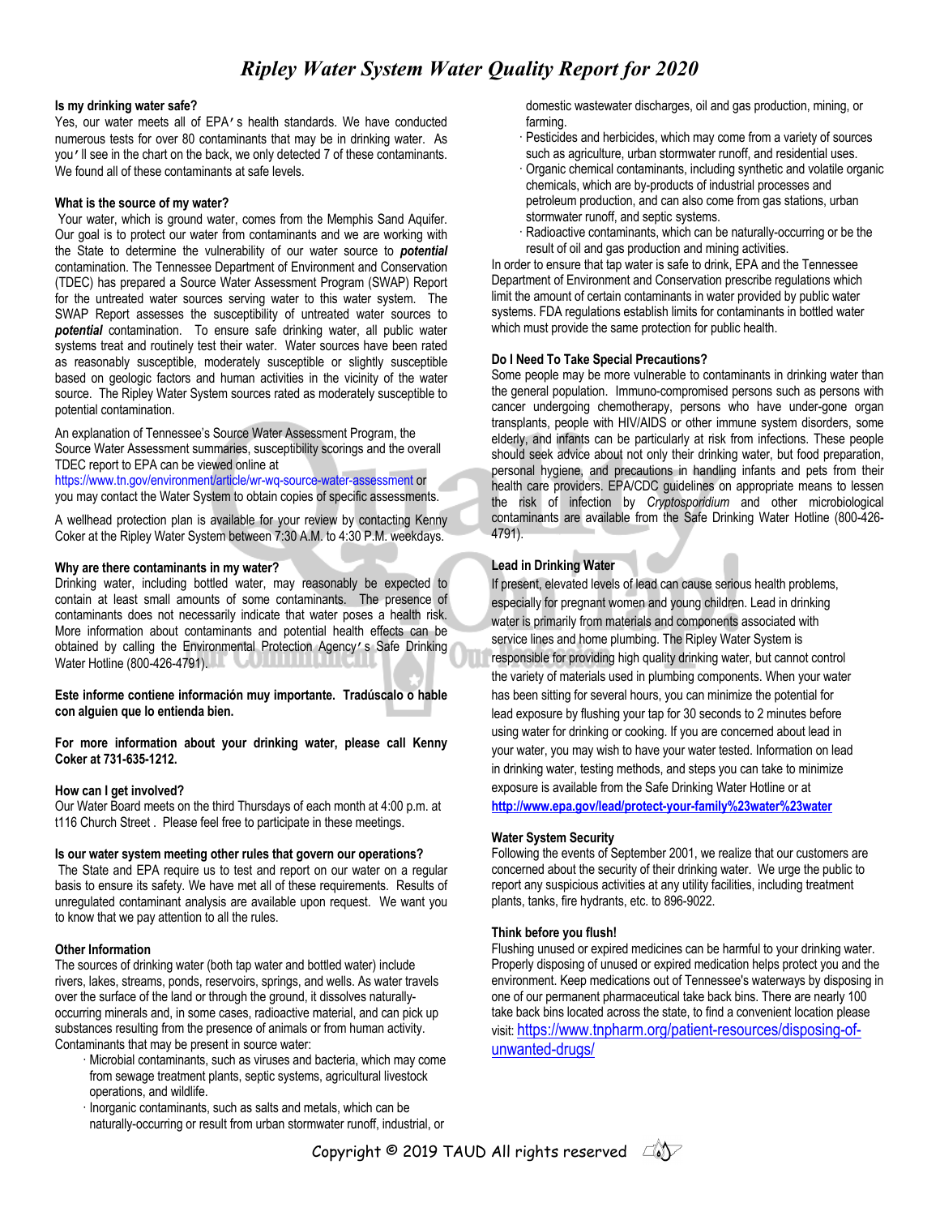# Ripley Water System Water Quality Report for 2020

**Is my drinking water safe?**
Yes, our water meets all of EPA's health standards. We have conducted numerous tests for over 80 contaminants that may be in drinking water. As you'll see in the chart on the back, we only detected 7 of these contaminants. We found all of these contaminants at safe levels.

**What is the source of my water?**
Your water, which is ground water, comes from the Memphis Sand Aquifer. Our goal is to protect our water from contaminants and we are working with the State to determine the vulnerability of our water source to ***potential*** contamination. The Tennessee Department of Environment and Conservation (TDEC) has prepared a Source Water Assessment Program (SWAP) Report for the untreated water sources serving water to this water system. The SWAP Report assesses the susceptibility of untreated water sources to ***potential*** contamination. To ensure safe drinking water, all public water systems treat and routinely test their water. Water sources have been rated as reasonably susceptible, moderately susceptible or slightly susceptible based on geologic factors and human activities in the vicinity of the water source. The Ripley Water System sources rated as moderately susceptible to potential contamination.

An explanation of Tennessee's Source Water Assessment Program, the Source Water Assessment summaries, susceptibility scorings and the overall TDEC report to EPA can be viewed online at https://www.tn.gov/environment/article/wr-wq-source-water-assessment or you may contact the Water System to obtain copies of specific assessments.

A wellhead protection plan is available for your review by contacting Kenny Coker at the Ripley Water System between 7:30 A.M. to 4:30 P.M. weekdays.

**Why are there contaminants in my water?**
Drinking water, including bottled water, may reasonably be expected to contain at least small amounts of some contaminants. The presence of contaminants does not necessarily indicate that water poses a health risk. More information about contaminants and potential health effects can be obtained by calling the Environmental Protection Agency's Safe Drinking Water Hotline (800-426-4791).

**Este informe contiene información muy importante. Tradúscalo o hable con alguien que lo entienda bien.**

**For more information about your drinking water, please call Kenny Coker at 731-635-1212.**

**How can I get involved?**
Our Water Board meets on the third Thursdays of each month at 4:00 p.m. at t116 Church Street . Please feel free to participate in these meetings.

**Is our water system meeting other rules that govern our operations?**
The State and EPA require us to test and report on our water on a regular basis to ensure its safety. We have met all of these requirements. Results of unregulated contaminant analysis are available upon request. We want you to know that we pay attention to all the rules.

**Other Information**
The sources of drinking water (both tap water and bottled water) include rivers, lakes, streams, ponds, reservoirs, springs, and wells. As water travels over the surface of the land or through the ground, it dissolves naturally-occurring minerals and, in some cases, radioactive material, and can pick up substances resulting from the presence of animals or from human activity. Contaminants that may be present in source water:

- Microbial contaminants, such as viruses and bacteria, which may come from sewage treatment plants, septic systems, agricultural livestock operations, and wildlife.
- Inorganic contaminants, such as salts and metals, which can be naturally-occurring or result from urban stormwater runoff, industrial, or domestic wastewater discharges, oil and gas production, mining, or farming.
- Pesticides and herbicides, which may come from a variety of sources such as agriculture, urban stormwater runoff, and residential uses.
- Organic chemical contaminants, including synthetic and volatile organic chemicals, which are by-products of industrial processes and petroleum production, and can also come from gas stations, urban stormwater runoff, and septic systems.
- Radioactive contaminants, which can be naturally-occurring or be the result of oil and gas production and mining activities.

In order to ensure that tap water is safe to drink, EPA and the Tennessee Department of Environment and Conservation prescribe regulations which limit the amount of certain contaminants in water provided by public water systems. FDA regulations establish limits for contaminants in bottled water which must provide the same protection for public health.

**Do I Need To Take Special Precautions?**
Some people may be more vulnerable to contaminants in drinking water than the general population. Immuno-compromised persons such as persons with cancer undergoing chemotherapy, persons who have under-gone organ transplants, people with HIV/AIDS or other immune system disorders, some elderly, and infants can be particularly at risk from infections. These people should seek advice about not only their drinking water, but food preparation, personal hygiene, and precautions in handling infants and pets from their health care providers. EPA/CDC guidelines on appropriate means to lessen the risk of infection by *Cryptosporidium* and other microbiological contaminants are available from the Safe Drinking Water Hotline (800-426-4791).

**Lead in Drinking Water**
If present, elevated levels of lead can cause serious health problems, especially for pregnant women and young children. Lead in drinking water is primarily from materials and components associated with service lines and home plumbing. The Ripley Water System is responsible for providing high quality drinking water, but cannot control the variety of materials used in plumbing components. When your water has been sitting for several hours, you can minimize the potential for lead exposure by flushing your tap for 30 seconds to 2 minutes before using water for drinking or cooking. If you are concerned about lead in your water, you may wish to have your water tested. Information on lead in drinking water, testing methods, and steps you can take to minimize exposure is available from the Safe Drinking Water Hotline or at **http://www.epa.gov/lead/protect-your-family%23water%23water**

**Water System Security**
Following the events of September 2001, we realize that our customers are concerned about the security of their drinking water. We urge the public to report any suspicious activities at any utility facilities, including treatment plants, tanks, fire hydrants, etc. to 896-9022.

**Think before you flush!**
Flushing unused or expired medicines can be harmful to your drinking water. Properly disposing of unused or expired medication helps protect you and the environment. Keep medications out of Tennessee's waterways by disposing in one of our permanent pharmaceutical take back bins. There are nearly 100 take back bins located across the state, to find a convenient location please visit: https://www.tnpharm.org/patient-resources/disposing-of-unwanted-drugs/

Copyright © 2019 TAUD All rights reserved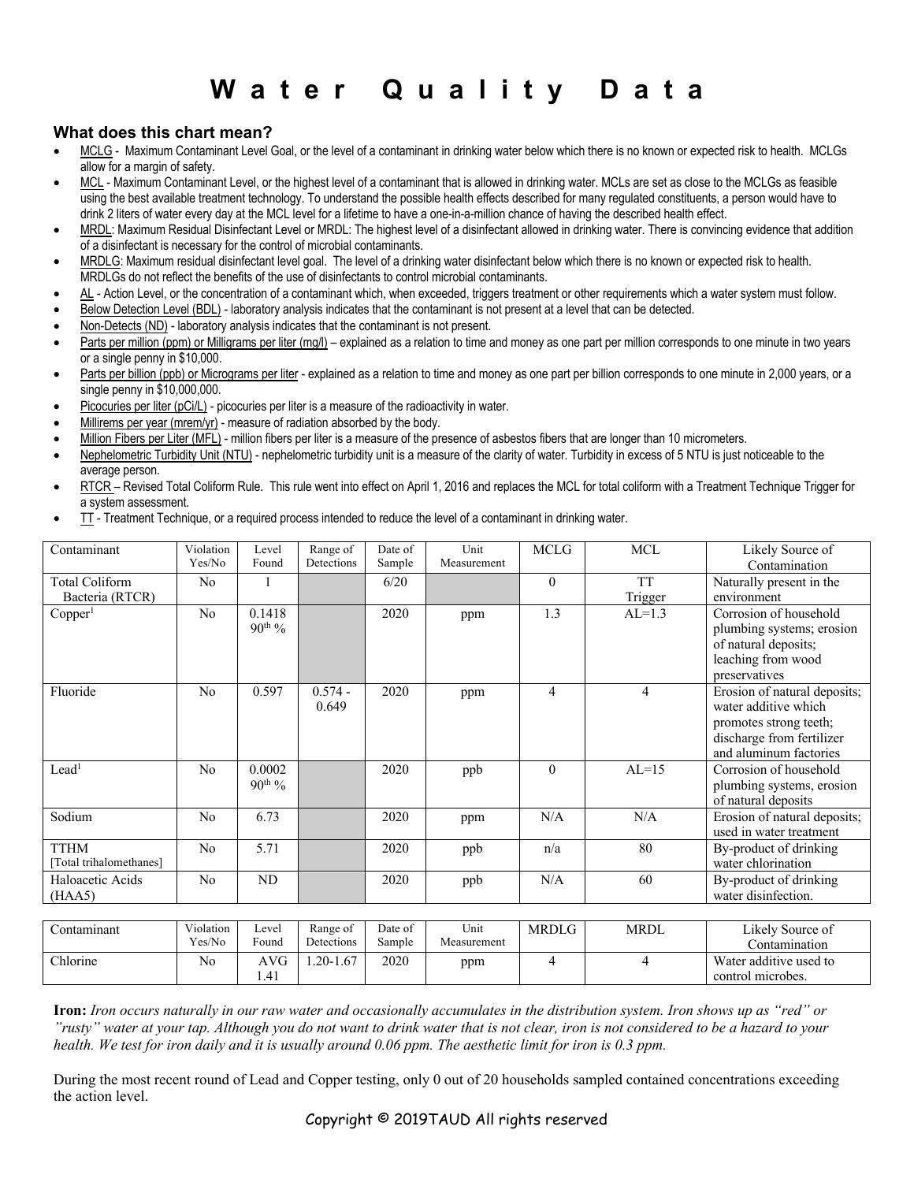# Water Quality Data

### What does this chart mean?

- MCLG - Maximum Contaminant Level Goal, or the level of a contaminant in drinking water below which there is no known or expected risk to health. MCLGs allow for a margin of safety.
- MCL - Maximum Contaminant Level, or the highest level of a contaminant that is allowed in drinking water. MCLs are set as close to the MCLGs as feasible using the best available treatment technology. To understand the possible health effects described for many regulated constituents, a person would have to drink 2 liters of water every day at the MCL level for a lifetime to have a one-in-a-million chance of having the described health effect.
- MRDL: Maximum Residual Disinfectant Level or MRDL: The highest level of a disinfectant allowed in drinking water. There is convincing evidence that addition of a disinfectant is necessary for the control of microbial contaminants.
- MRDLG: Maximum residual disinfectant level goal. The level of a drinking water disinfectant below which there is no known or expected risk to health. MRDLGs do not reflect the benefits of the use of disinfectants to control microbial contaminants.
- AL - Action Level, or the concentration of a contaminant which, when exceeded, triggers treatment or other requirements which a water system must follow.
- Below Detection Level (BDL) - laboratory analysis indicates that the contaminant is not present at a level that can be detected.
- Non-Detects (ND) - laboratory analysis indicates that the contaminant is not present.
- Parts per million (ppm) or Milligrams per liter (mg/l) – explained as a relation to time and money as one part per million corresponds to one minute in two years or a single penny in $10,000.
- Parts per billion (ppb) or Micrograms per liter - explained as a relation to time and money as one part per billion corresponds to one minute in 2,000 years, or a single penny in $10,000,000.
- Picocuries per liter (pCi/L) - picocuries per liter is a measure of the radioactivity in water.
- Millirems per year (mrem/yr) - measure of radiation absorbed by the body.
- Million Fibers per Liter (MFL) - million fibers per liter is a measure of the presence of asbestos fibers that are longer than 10 micrometers.
- Nephelometric Turbidity Unit (NTU) - nephelometric turbidity unit is a measure of the clarity of water. Turbidity in excess of 5 NTU is just noticeable to the average person.
- RTCR – Revised Total Coliform Rule. This rule went into effect on April 1, 2016 and replaces the MCL for total coliform with a Treatment Technique Trigger for a system assessment.
- TT - Treatment Technique, or a required process intended to reduce the level of a contaminant in drinking water.

| Contaminant | Violation Yes/No | Level Found | Range of Detections | Date of Sample | Unit Measurement | MCLG | MCL | Likely Source of Contamination |
|---|---|---|---|---|---|---|---|---|
| Total Coliform Bacteria (RTCR) | No | 1 | | 6/20 | | 0 | TT Trigger | Naturally present in the environment |
| Copper[1] | No | 0.1418 90th % | | 2020 | ppm | 1.3 | AL=1.3 | Corrosion of household plumbing systems; erosion of natural deposits; leaching from wood preservatives |
| Fluoride | No | 0.597 | 0.574 - 0.649 | 2020 | ppm | 4 | 4 | Erosion of natural deposits; water additive which promotes strong teeth; discharge from fertilizer and aluminum factories |
| Lead[1] | No | 0.0002 90th % | | 2020 | ppb | 0 | AL=15 | Corrosion of household plumbing systems, erosion of natural deposits |
| Sodium | No | 6.73 | | 2020 | ppm | N/A | N/A | Erosion of natural deposits; used in water treatment |
| TTHM [Total trihalomethanes] | No | 5.71 | | 2020 | ppb | n/a | 80 | By-product of drinking water chlorination |
| Haloacetic Acids (HAA5) | No | ND | | 2020 | ppb | N/A | 60 | By-product of drinking water disinfection. |

| Contaminant | Violation Yes/No | Level Found | Range of Detections | Date of Sample | Unit Measurement | MRDLG | MRDL | Likely Source of Contamination |
|---|---|---|---|---|---|---|---|---|
| Chlorine | No | AVG 1.41 | 1.20-1.67 | 2020 | ppm | 4 | 4 | Water additive used to control microbes. |

**Iron:** *Iron occurs naturally in our raw water and occasionally accumulates in the distribution system. Iron shows up as "red" or "rusty" water at your tap. Although you do not want to drink water that is not clear, iron is not considered to be a hazard to your health. We test for iron daily and it is usually around 0.06 ppm. The aesthetic limit for iron is 0.3 ppm.*

During the most recent round of Lead and Copper testing, only 0 out of 20 households sampled contained concentrations exceeding the action level.

Copyright © 2019TAUD All rights reserved